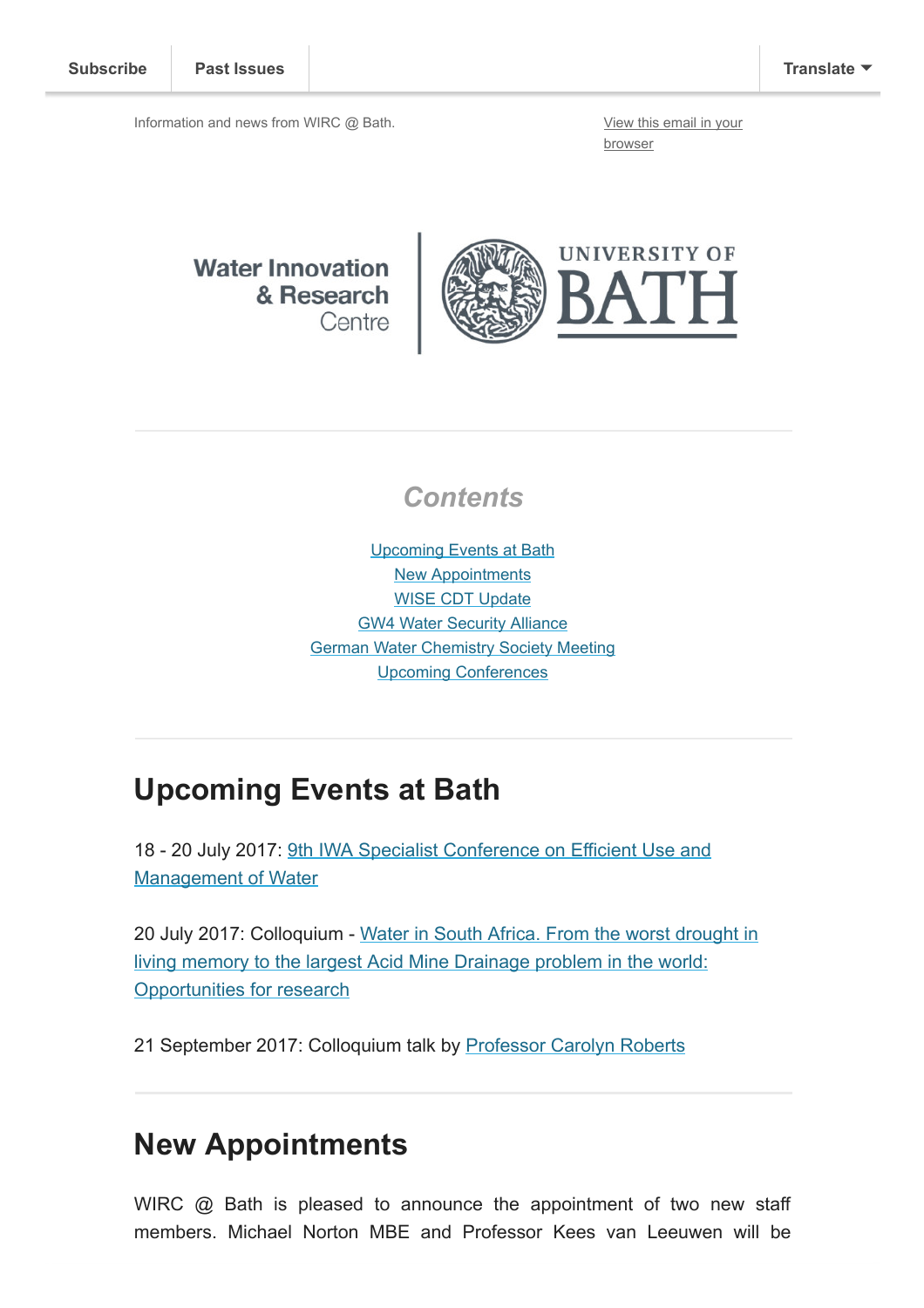Subscribe | Past Issues | Translate

Information and news from WIRC @ Bath.

View this email in your browser

Water Innovation & Research Centre | UNIVERSITY OF BATH

## Contents

Upcoming Events at Bath
New Appointments
WISE CDT Update
GW4 Water Security Alliance
German Water Chemistry Society Meeting
Upcoming Conferences

## Upcoming Events at Bath

18 - 20 July 2017: 9th IWA Specialist Conference on Efficient Use and Management of Water

20 July 2017: Colloquium - Water in South Africa. From the worst drought in living memory to the largest Acid Mine Drainage problem in the world: Opportunities for research

21 September 2017: Colloquium talk by Professor Carolyn Roberts

## New Appointments

WIRC @ Bath is pleased to announce the appointment of two new staff members. Michael Norton MBE and Professor Kees van Leeuwen will be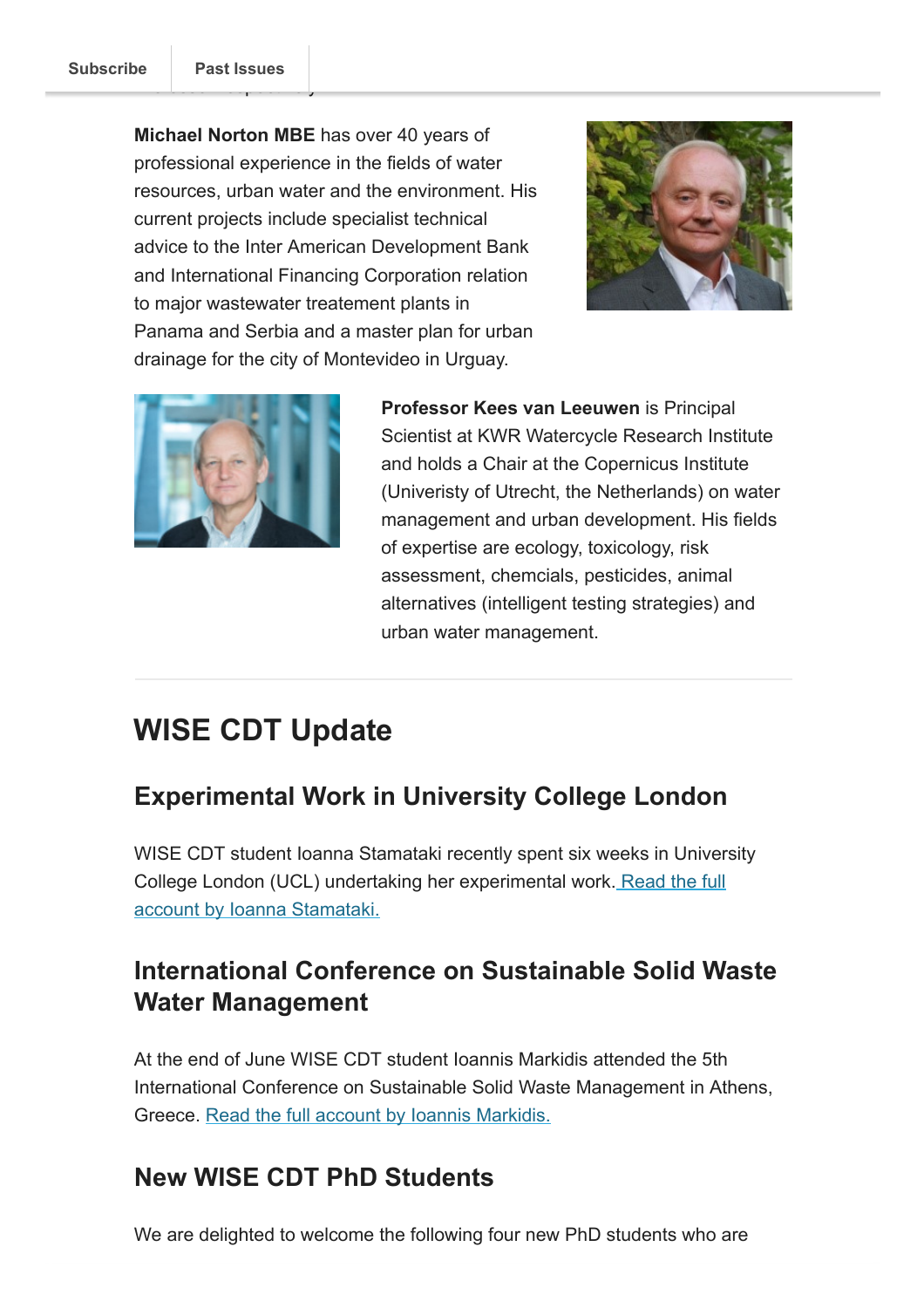Michael Norton MBE** has over 40 years of professional experience in the fields of water resources, urban water and the environment. His current projects include specialist technical advice to the Inter American Development Bank and International Financing Corporation relation to major wastewater treatement plants in Panama and Serbia and a master plan for urban drainage for the city of Montevideo in Urguay.

**Professor Kees van Leeuwen** is Principal Scientist at KWR Watercycle Research Institute and holds a Chair at the Copernicus Institute (Univeristy of Utrecht, the Netherlands) on water management and urban development. His fields of expertise are ecology, toxicology, risk assessment, chemcials, pesticides, animal alternatives (intelligent testing strategies) and urban water management.

# WISE CDT Update

## Experimental Work in University College London

WISE CDT student Ioanna Stamataki recently spent six weeks in University College London (UCL) undertaking her experimental work. Read the full account by Ioanna Stamataki.

## International Conference on Sustainable Solid Waste Water Management

At the end of June WISE CDT student Ioannis Markidis attended the 5th International Conference on Sustainable Solid Waste Management in Athens, Greece. Read the full account by Ioannis Markidis.

## New WISE CDT PhD Students

We are delighted to welcome the following four new PhD students who are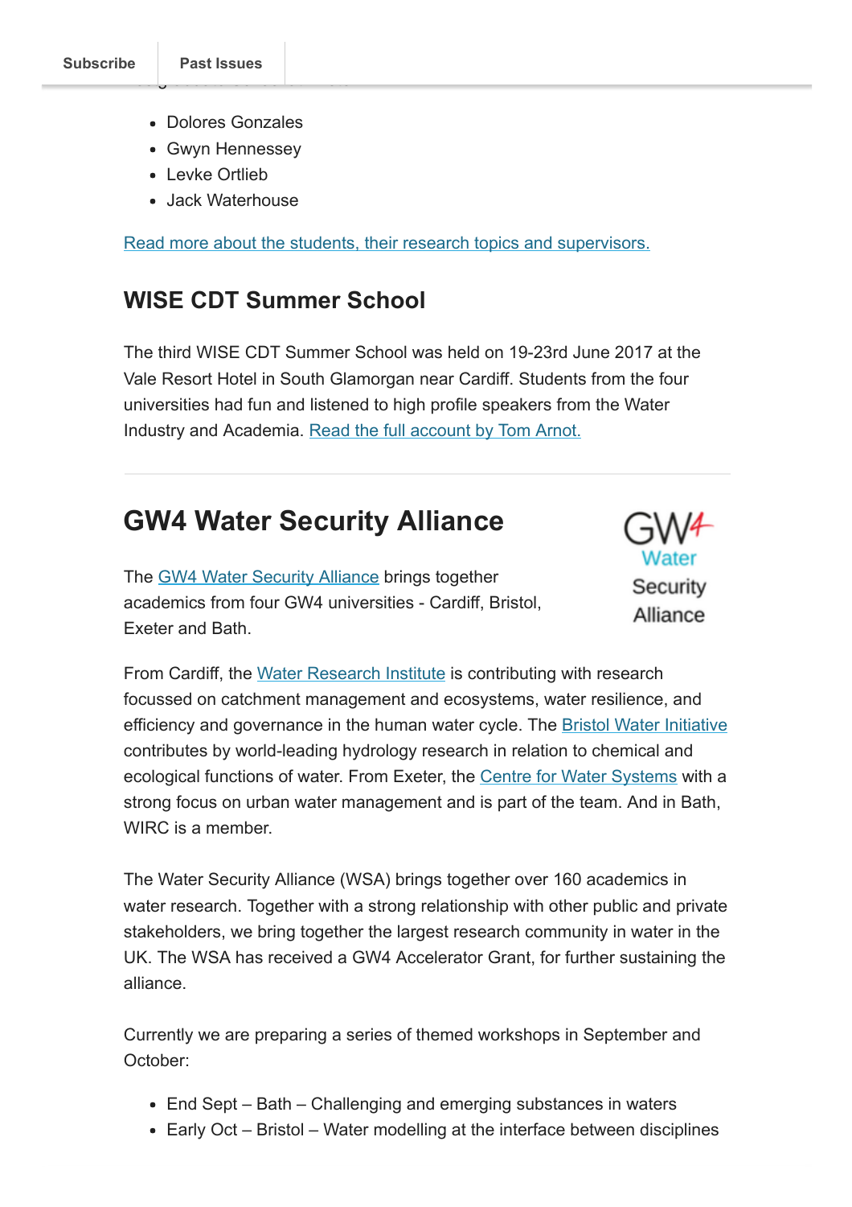- Dolores Gonzales
- Gwyn Hennessey
- Levke Ortlieb
- Jack Waterhouse

Read more about the students, their research topics and supervisors.

## WISE CDT Summer School

The third WISE CDT Summer School was held on 19-23rd June 2017 at the Vale Resort Hotel in South Glamorgan near Cardiff. Students from the four universities had fun and listened to high profile speakers from the Water Industry and Academia. Read the full account by Tom Arnot.

---

# GW4 Water Security Alliance

GW4 Water Security Alliance

The GW4 Water Security Alliance brings together academics from four GW4 universities - Cardiff, Bristol, Exeter and Bath.

From Cardiff, the Water Research Institute is contributing with research focussed on catchment management and ecosystems, water resilience, and efficiency and governance in the human water cycle. The Bristol Water Initiative contributes by world-leading hydrology research in relation to chemical and ecological functions of water. From Exeter, the Centre for Water Systems with a strong focus on urban water management and is part of the team. And in Bath, WIRC is a member.

The Water Security Alliance (WSA) brings together over 160 academics in water research. Together with a strong relationship with other public and private stakeholders, we bring together the largest research community in water in the UK. The WSA has received a GW4 Accelerator Grant, for further sustaining the alliance.

Currently we are preparing a series of themed workshops in September and October:

- End Sept – Bath – Challenging and emerging substances in waters
- Early Oct – Bristol – Water modelling at the interface between disciplines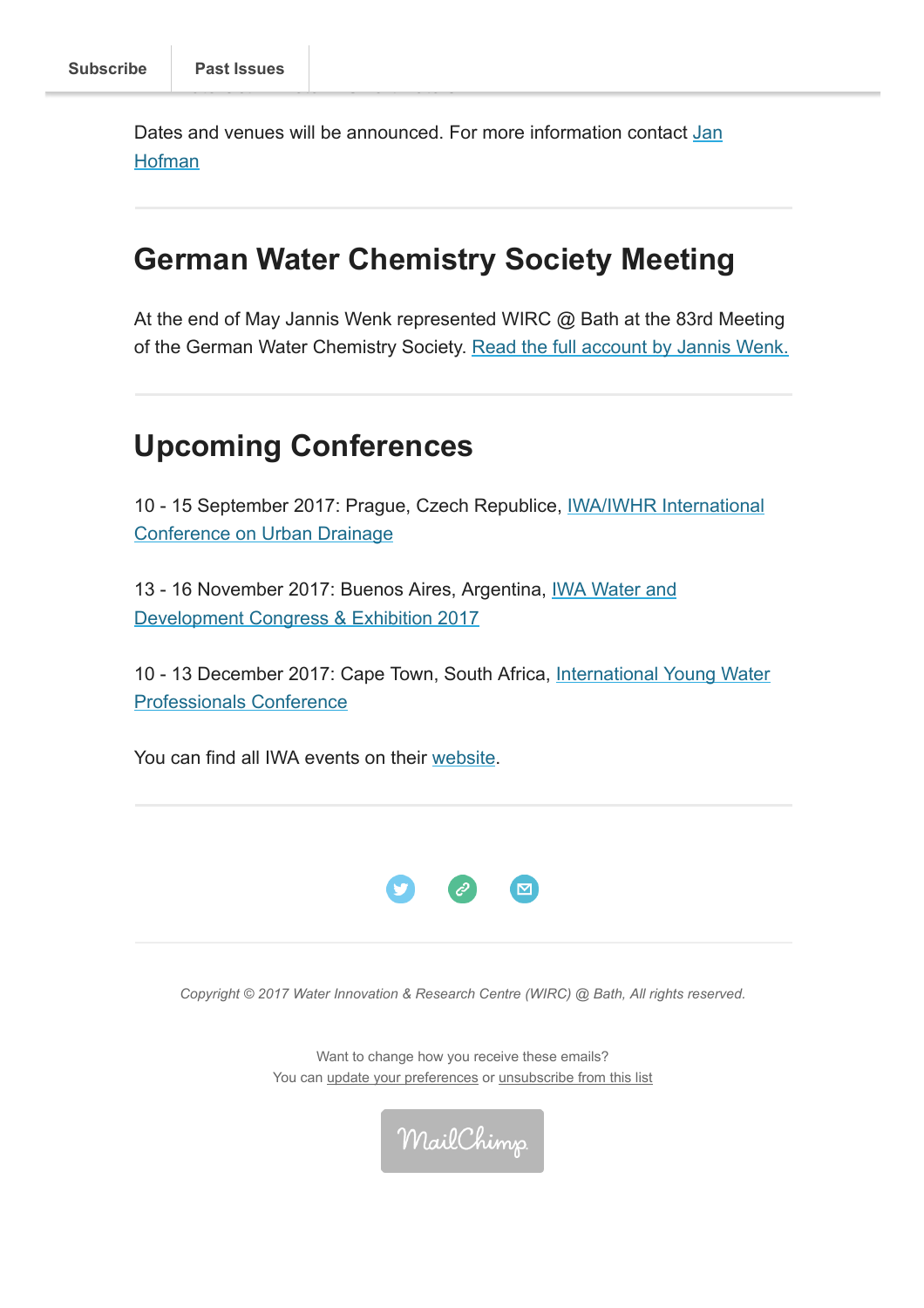Dates and venues will be announced. For more information contact Jan Hofman

## German Water Chemistry Society Meeting

At the end of May Jannis Wenk represented WIRC @ Bath at the 83rd Meeting of the German Water Chemistry Society. Read the full account by Jannis Wenk.

## Upcoming Conferences

10 - 15 September 2017: Prague, Czech Republice, IWA/IWHR International Conference on Urban Drainage

13 - 16 November 2017: Buenos Aires, Argentina, IWA Water and Development Congress & Exhibition 2017

10 - 13 December 2017: Cape Town, South Africa, International Young Water Professionals Conference

You can find all IWA events on their website.

*Copyright © 2017 Water Innovation & Research Centre (WIRC) @ Bath, All rights reserved.*

Want to change how you receive these emails?
You can update your preferences or unsubscribe from this list